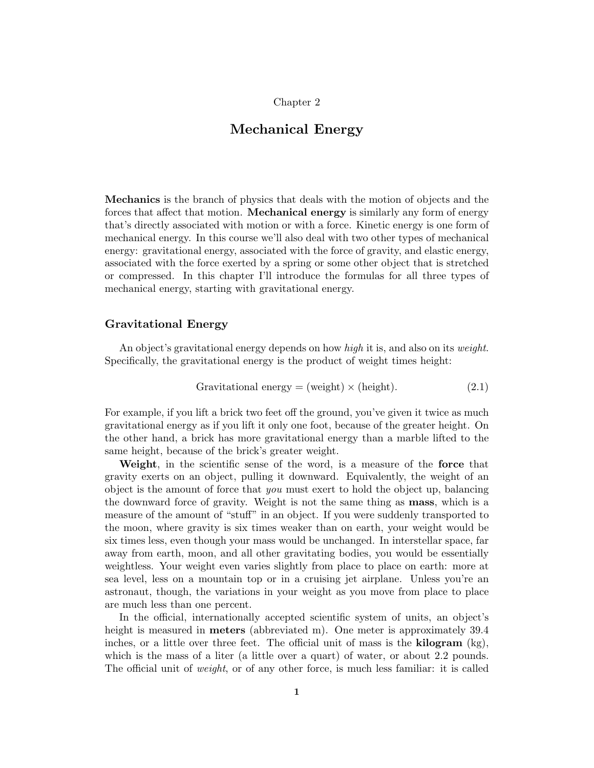Chapter 2

# Mechanical Energy

**Mechanics** is the branch of physics that deals with the motion of objects and the forces that affect that motion. **Mechanical energy** is similarly any form of energy that's directly associated with motion or with a force. Kinetic energy is one form of mechanical energy. In this course we'll also deal with two other types of mechanical energy: gravitational energy, associated with the force of gravity, and elastic energy, associated with the force exerted by a spring or some other object that is stretched or compressed. In this chapter I'll introduce the formulas for all three types of mechanical energy, starting with gravitational energy.

## Gravitational Energy

An object's gravitational energy depends on how *high* it is, and also on its *weight*. Specifically, the gravitational energy is the product of weight times height:

$$\text{Gravitational energy} = (\text{weight}) \times (\text{height}). \tag{2.1}$$

For example, if you lift a brick two feet off the ground, you've given it twice as much gravitational energy as if you lift it only one foot, because of the greater height. On the other hand, a brick has more gravitational energy than a marble lifted to the same height, because of the brick's greater weight.

**Weight**, in the scientific sense of the word, is a measure of the **force** that gravity exerts on an object, pulling it downward. Equivalently, the weight of an object is the amount of force that *you* must exert to hold the object up, balancing the downward force of gravity. Weight is not the same thing as **mass**, which is a measure of the amount of "stuff" in an object. If you were suddenly transported to the moon, where gravity is six times weaker than on earth, your weight would be six times less, even though your mass would be unchanged. In interstellar space, far away from earth, moon, and all other gravitating bodies, you would be essentially weightless. Your weight even varies slightly from place to place on earth: more at sea level, less on a mountain top or in a cruising jet airplane. Unless you're an astronaut, though, the variations in your weight as you move from place to place are much less than one percent.

In the official, internationally accepted scientific system of units, an object's height is measured in **meters** (abbreviated m). One meter is approximately 39.4 inches, or a little over three feet. The official unit of mass is the **kilogram** (kg), which is the mass of a liter (a little over a quart) of water, or about 2.2 pounds. The official unit of *weight*, or of any other force, is much less familiar: it is called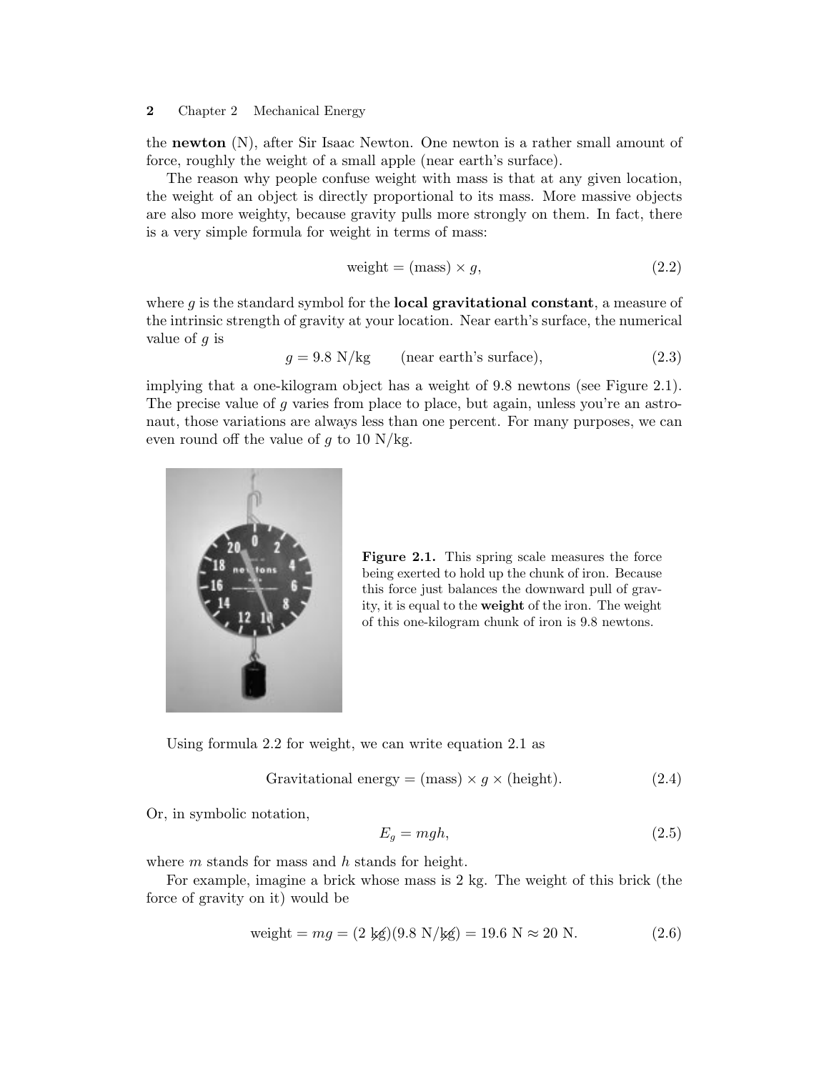the **newton** (N), after Sir Isaac Newton. One newton is a rather small amount of force, roughly the weight of a small apple (near earth's surface).

The reason why people confuse weight with mass is that at any given location, the weight of an object is directly proportional to its mass. More massive objects are also more weighty, because gravity pulls more strongly on them. In fact, there is a very simple formula for weight in terms of mass:

$$\text{weight} = (\text{mass}) \times g, \tag{2.2}$$

where $g$ is the standard symbol for the **local gravitational constant**, a measure of the intrinsic strength of gravity at your location. Near earth's surface, the numerical value of $g$ is

$$g = 9.8 \text{ N/kg} \qquad \text{(near earth's surface)}, \tag{2.3}$$

implying that a one-kilogram object has a weight of 9.8 newtons (see Figure 2.1). The precise value of $g$ varies from place to place, but again, unless you're an astronaut, those variations are always less than one percent. For many purposes, we can even round off the value of $g$ to 10 N/kg.

**Figure 2.1.** This spring scale measures the force being exerted to hold up the chunk of iron. Because this force just balances the downward pull of gravity, it is equal to the **weight** of the iron. The weight of this one-kilogram chunk of iron is 9.8 newtons.

Using formula 2.2 for weight, we can write equation 2.1 as

$$\text{Gravitational energy} = (\text{mass}) \times g \times (\text{height}). \tag{2.4}$$

Or, in symbolic notation,

$$E_g = mgh, \tag{2.5}$$

where $m$ stands for mass and $h$ stands for height.

For example, imagine a brick whose mass is 2 kg. The weight of this brick (the force of gravity on it) would be

$$\text{weight} = mg = (2 \text{ kg})(9.8 \text{ N/kg}) = 19.6 \text{ N} \approx 20 \text{ N}. \tag{2.6}$$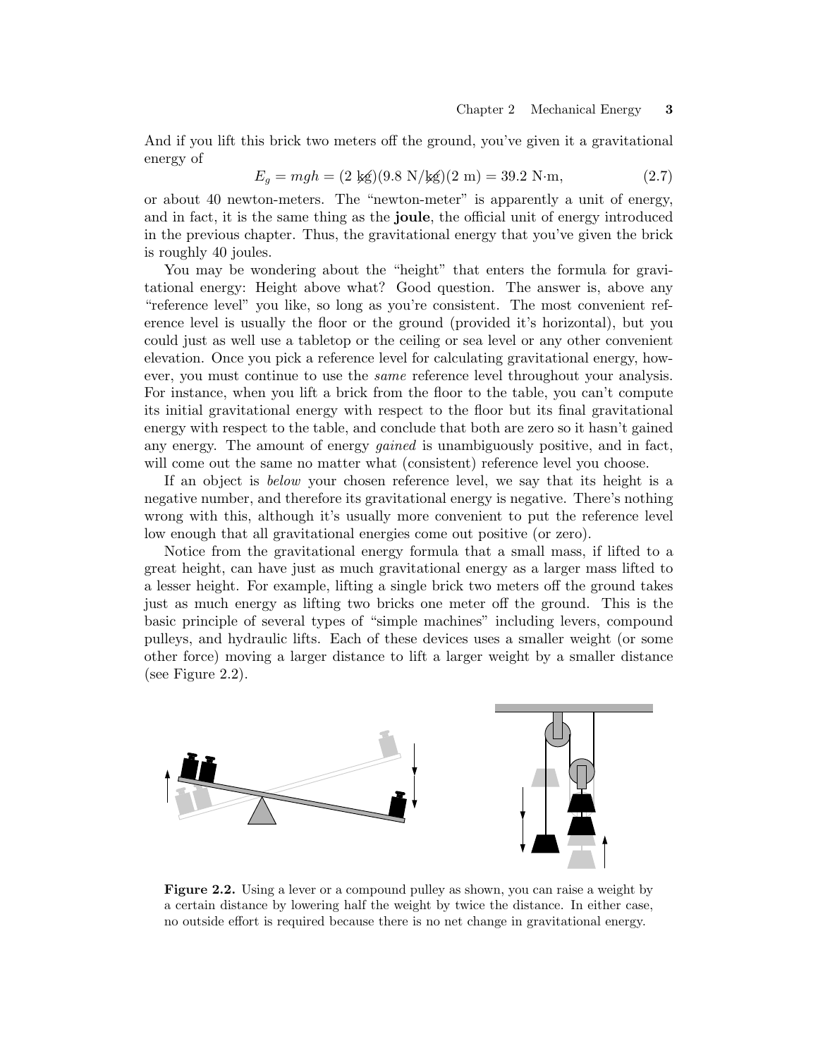And if you lift this brick two meters off the ground, you've given it a gravitational energy of

$$E_g = mgh = (2 \not{\text{kg}})(9.8 \text{ N}/\not{\text{kg}})(2 \text{ m}) = 39.2 \text{ N·m}, \tag{2.7}$$

or about 40 newton-meters. The "newton-meter" is apparently a unit of energy, and in fact, it is the same thing as the **joule**, the official unit of energy introduced in the previous chapter. Thus, the gravitational energy that you've given the brick is roughly 40 joules.

You may be wondering about the "height" that enters the formula for gravitational energy: Height above what? Good question. The answer is, above any "reference level" you like, so long as you're consistent. The most convenient reference level is usually the floor or the ground (provided it's horizontal), but you could just as well use a tabletop or the ceiling or sea level or any other convenient elevation. Once you pick a reference level for calculating gravitational energy, however, you must continue to use the *same* reference level throughout your analysis. For instance, when you lift a brick from the floor to the table, you can't compute its initial gravitational energy with respect to the floor but its final gravitational energy with respect to the table, and conclude that both are zero so it hasn't gained any energy. The amount of energy *gained* is unambiguously positive, and in fact, will come out the same no matter what (consistent) reference level you choose.

If an object is *below* your chosen reference level, we say that its height is a negative number, and therefore its gravitational energy is negative. There's nothing wrong with this, although it's usually more convenient to put the reference level low enough that all gravitational energies come out positive (or zero).

Notice from the gravitational energy formula that a small mass, if lifted to a great height, can have just as much gravitational energy as a larger mass lifted to a lesser height. For example, lifting a single brick two meters off the ground takes just as much energy as lifting two bricks one meter off the ground. This is the basic principle of several types of "simple machines" including levers, compound pulleys, and hydraulic lifts. Each of these devices uses a smaller weight (or some other force) moving a larger distance to lift a larger weight by a smaller distance (see Figure 2.2).

**Figure 2.2.** Using a lever or a compound pulley as shown, you can raise a weight by a certain distance by lowering half the weight by twice the distance. In either case, no outside effort is required because there is no net change in gravitational energy.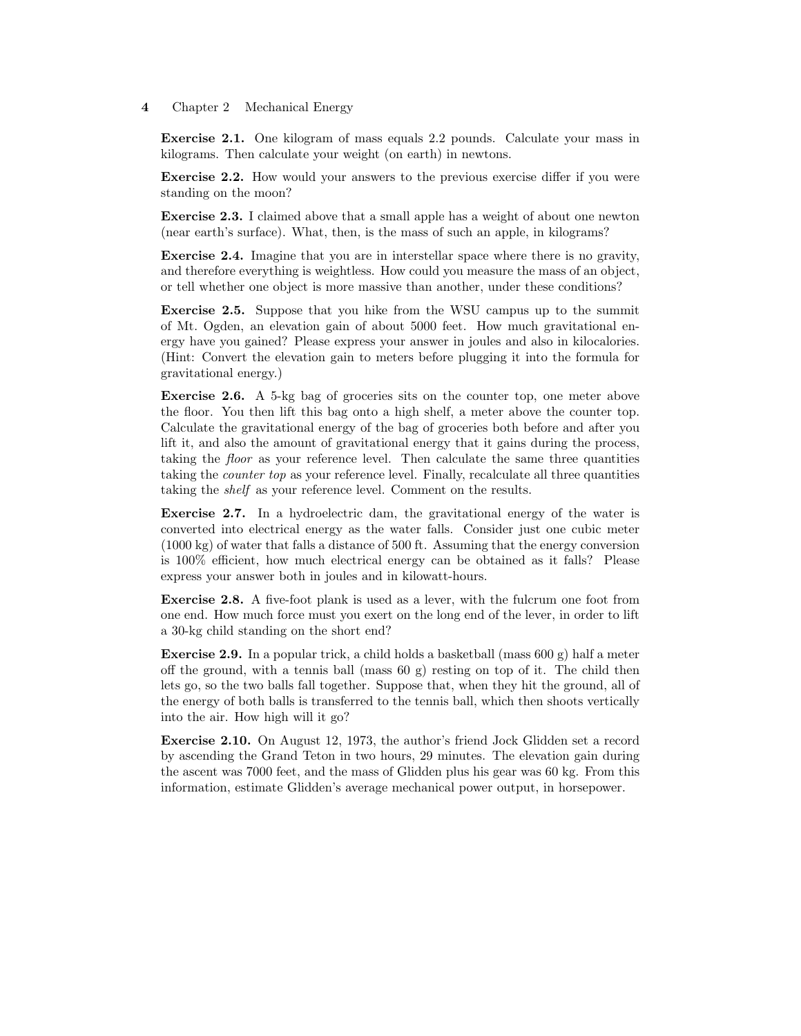**Exercise 2.1.** One kilogram of mass equals 2.2 pounds. Calculate your mass in kilograms. Then calculate your weight (on earth) in newtons.

**Exercise 2.2.** How would your answers to the previous exercise differ if you were standing on the moon?

**Exercise 2.3.** I claimed above that a small apple has a weight of about one newton (near earth's surface). What, then, is the mass of such an apple, in kilograms?

**Exercise 2.4.** Imagine that you are in interstellar space where there is no gravity, and therefore everything is weightless. How could you measure the mass of an object, or tell whether one object is more massive than another, under these conditions?

**Exercise 2.5.** Suppose that you hike from the WSU campus up to the summit of Mt. Ogden, an elevation gain of about 5000 feet. How much gravitational energy have you gained? Please express your answer in joules and also in kilocalories. (Hint: Convert the elevation gain to meters before plugging it into the formula for gravitational energy.)

**Exercise 2.6.** A 5-kg bag of groceries sits on the counter top, one meter above the floor. You then lift this bag onto a high shelf, a meter above the counter top. Calculate the gravitational energy of the bag of groceries both before and after you lift it, and also the amount of gravitational energy that it gains during the process, taking the *floor* as your reference level. Then calculate the same three quantities taking the *counter top* as your reference level. Finally, recalculate all three quantities taking the *shelf* as your reference level. Comment on the results.

**Exercise 2.7.** In a hydroelectric dam, the gravitational energy of the water is converted into electrical energy as the water falls. Consider just one cubic meter (1000 kg) of water that falls a distance of 500 ft. Assuming that the energy conversion is 100% efficient, how much electrical energy can be obtained as it falls? Please express your answer both in joules and in kilowatt-hours.

**Exercise 2.8.** A five-foot plank is used as a lever, with the fulcrum one foot from one end. How much force must you exert on the long end of the lever, in order to lift a 30-kg child standing on the short end?

**Exercise 2.9.** In a popular trick, a child holds a basketball (mass 600 g) half a meter off the ground, with a tennis ball (mass 60 g) resting on top of it. The child then lets go, so the two balls fall together. Suppose that, when they hit the ground, all of the energy of both balls is transferred to the tennis ball, which then shoots vertically into the air. How high will it go?

**Exercise 2.10.** On August 12, 1973, the author's friend Jock Glidden set a record by ascending the Grand Teton in two hours, 29 minutes. The elevation gain during the ascent was 7000 feet, and the mass of Glidden plus his gear was 60 kg. From this information, estimate Glidden's average mechanical power output, in horsepower.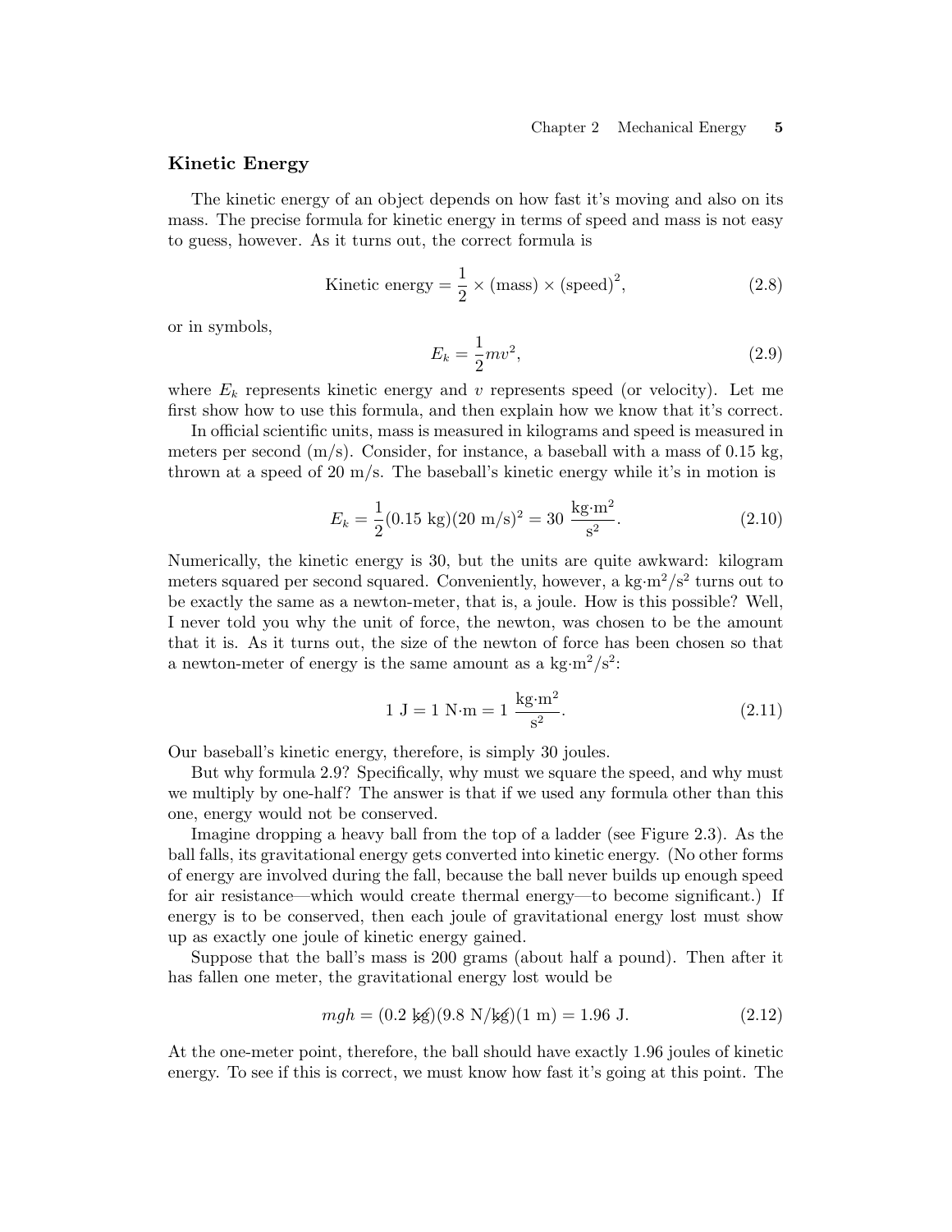### Kinetic Energy

The kinetic energy of an object depends on how fast it's moving and also on its mass. The precise formula for kinetic energy in terms of speed and mass is not easy to guess, however. As it turns out, the correct formula is

$$\text{Kinetic energy} = \frac{1}{2} \times (\text{mass}) \times (\text{speed})^2, \tag{2.8}$$

or in symbols,

$$E_k = \frac{1}{2}mv^2, \tag{2.9}$$

where $E_k$ represents kinetic energy and $v$ represents speed (or velocity). Let me first show how to use this formula, and then explain how we know that it's correct.

In official scientific units, mass is measured in kilograms and speed is measured in meters per second (m/s). Consider, for instance, a baseball with a mass of 0.15 kg, thrown at a speed of 20 m/s. The baseball's kinetic energy while it's in motion is

$$E_k = \frac{1}{2}(0.15\text{ kg})(20\text{ m/s})^2 = 30\ \frac{\text{kg}\cdot\text{m}^2}{\text{s}^2}. \tag{2.10}$$

Numerically, the kinetic energy is 30, but the units are quite awkward: kilogram meters squared per second squared. Conveniently, however, a kg·m$^2$/s$^2$ turns out to be exactly the same as a newton-meter, that is, a joule. How is this possible? Well, I never told you why the unit of force, the newton, was chosen to be the amount that it is. As it turns out, the size of the newton of force has been chosen so that a newton-meter of energy is the same amount as a kg·m$^2$/s$^2$:

$$1\text{ J} = 1\text{ N}\cdot\text{m} = 1\ \frac{\text{kg}\cdot\text{m}^2}{\text{s}^2}. \tag{2.11}$$

Our baseball's kinetic energy, therefore, is simply 30 joules.

But why formula 2.9? Specifically, why must we square the speed, and why must we multiply by one-half? The answer is that if we used any formula other than this one, energy would not be conserved.

Imagine dropping a heavy ball from the top of a ladder (see Figure 2.3). As the ball falls, its gravitational energy gets converted into kinetic energy. (No other forms of energy are involved during the fall, because the ball never builds up enough speed for air resistance—which would create thermal energy—to become significant.) If energy is to be conserved, then each joule of gravitational energy lost must show up as exactly one joule of kinetic energy gained.

Suppose that the ball's mass is 200 grams (about half a pound). Then after it has fallen one meter, the gravitational energy lost would be

$$mgh = (0.2\ \cancel{\text{kg}})(9.8\text{ N}/\cancel{\text{kg}})(1\text{ m}) = 1.96\text{ J}. \tag{2.12}$$

At the one-meter point, therefore, the ball should have exactly 1.96 joules of kinetic energy. To see if this is correct, we must know how fast it's going at this point. The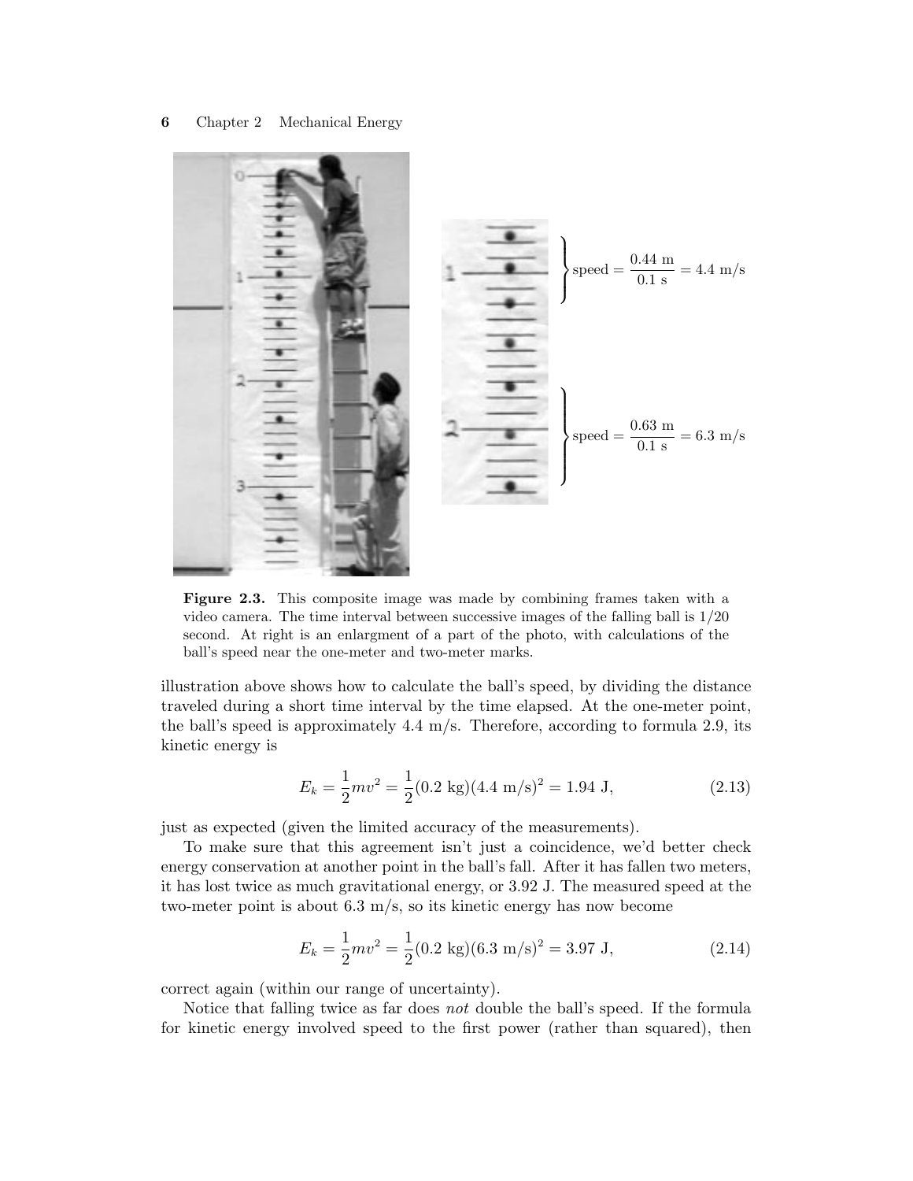**Figure 2.3.** This composite image was made by combining frames taken with a video camera. The time interval between successive images of the falling ball is 1/20 second. At right is an enlargment of a part of the photo, with calculations of the ball's speed near the one-meter and two-meter marks.

illustration above shows how to calculate the ball's speed, by dividing the distance traveled during a short time interval by the time elapsed. At the one-meter point, the ball's speed is approximately 4.4 m/s. Therefore, according to formula 2.9, its kinetic energy is

$$E_k = \frac{1}{2}mv^2 = \frac{1}{2}(0.2\text{ kg})(4.4\text{ m/s})^2 = 1.94\text{ J}, \tag{2.13}$$

just as expected (given the limited accuracy of the measurements).

To make sure that this agreement isn't just a coincidence, we'd better check energy conservation at another point in the ball's fall. After it has fallen two meters, it has lost twice as much gravitational energy, or 3.92 J. The measured speed at the two-meter point is about 6.3 m/s, so its kinetic energy has now become

$$E_k = \frac{1}{2}mv^2 = \frac{1}{2}(0.2\text{ kg})(6.3\text{ m/s})^2 = 3.97\text{ J}, \tag{2.14}$$

correct again (within our range of uncertainty).

Notice that falling twice as far does *not* double the ball's speed. If the formula for kinetic energy involved speed to the first power (rather than squared), then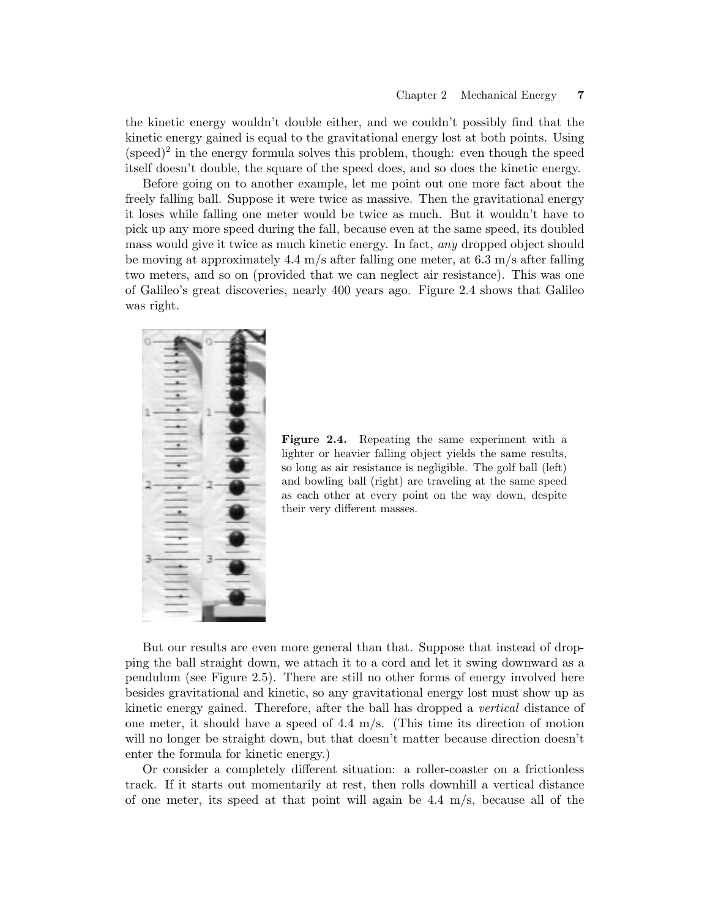the kinetic energy wouldn't double either, and we couldn't possibly find that the kinetic energy gained is equal to the gravitational energy lost at both points. Using $(\text{speed})^2$ in the energy formula solves this problem, though: even though the speed itself doesn't double, the square of the speed does, and so does the kinetic energy.

Before going on to another example, let me point out one more fact about the freely falling ball. Suppose it were twice as massive. Then the gravitational energy it loses while falling one meter would be twice as much. But it wouldn't have to pick up any more speed during the fall, because even at the same speed, its doubled mass would give it twice as much kinetic energy. In fact, *any* dropped object should be moving at approximately 4.4 m/s after falling one meter, at 6.3 m/s after falling two meters, and so on (provided that we can neglect air resistance). This was one of Galileo's great discoveries, nearly 400 years ago. Figure 2.4 shows that Galileo was right.

**Figure 2.4.** Repeating the same experiment with a lighter or heavier falling object yields the same results, so long as air resistance is negligible. The golf ball (left) and bowling ball (right) are traveling at the same speed as each other at every point on the way down, despite their very different masses.

But our results are even more general than that. Suppose that instead of dropping the ball straight down, we attach it to a cord and let it swing downward as a pendulum (see Figure 2.5). There are still no other forms of energy involved here besides gravitational and kinetic, so any gravitational energy lost must show up as kinetic energy gained. Therefore, after the ball has dropped a *vertical* distance of one meter, it should have a speed of 4.4 m/s. (This time its direction of motion will no longer be straight down, but that doesn't matter because direction doesn't enter the formula for kinetic energy.)

Or consider a completely different situation: a roller-coaster on a frictionless track. If it starts out momentarily at rest, then rolls downhill a vertical distance of one meter, its speed at that point will again be 4.4 m/s, because all of the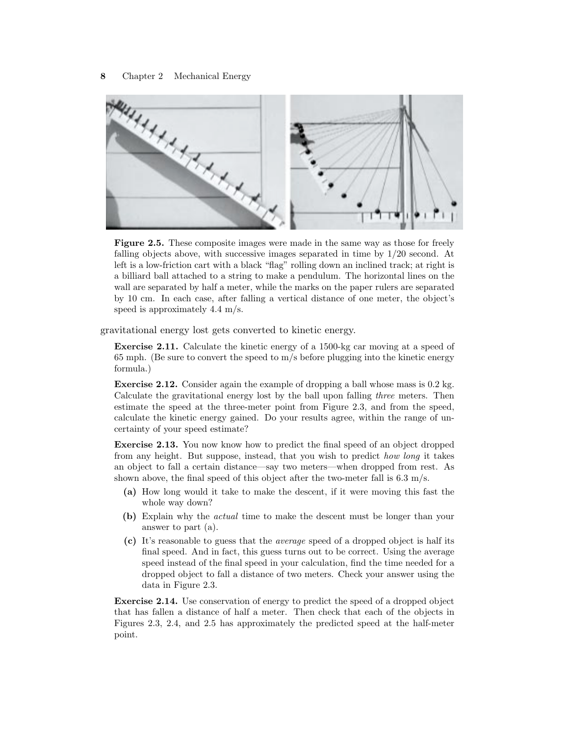**Figure 2.5.** These composite images were made in the same way as those for freely falling objects above, with successive images separated in time by 1/20 second. At left is a low-friction cart with a black "flag" rolling down an inclined track; at right is a billiard ball attached to a string to make a pendulum. The horizontal lines on the wall are separated by half a meter, while the marks on the paper rulers are separated by 10 cm. In each case, after falling a vertical distance of one meter, the object's speed is approximately 4.4 m/s.

gravitational energy lost gets converted to kinetic energy.

**Exercise 2.11.** Calculate the kinetic energy of a 1500-kg car moving at a speed of 65 mph. (Be sure to convert the speed to m/s before plugging into the kinetic energy formula.)

**Exercise 2.12.** Consider again the example of dropping a ball whose mass is 0.2 kg. Calculate the gravitational energy lost by the ball upon falling *three* meters. Then estimate the speed at the three-meter point from Figure 2.3, and from the speed, calculate the kinetic energy gained. Do your results agree, within the range of uncertainty of your speed estimate?

**Exercise 2.13.** You now know how to predict the final speed of an object dropped from any height. But suppose, instead, that you wish to predict *how long* it takes an object to fall a certain distance—say two meters—when dropped from rest. As shown above, the final speed of this object after the two-meter fall is 6.3 m/s.

- **(a)** How long would it take to make the descent, if it were moving this fast the whole way down?
- **(b)** Explain why the *actual* time to make the descent must be longer than your answer to part (a).
- **(c)** It's reasonable to guess that the *average* speed of a dropped object is half its final speed. And in fact, this guess turns out to be correct. Using the average speed instead of the final speed in your calculation, find the time needed for a dropped object to fall a distance of two meters. Check your answer using the data in Figure 2.3.

**Exercise 2.14.** Use conservation of energy to predict the speed of a dropped object that has fallen a distance of half a meter. Then check that each of the objects in Figures 2.3, 2.4, and 2.5 has approximately the predicted speed at the half-meter point.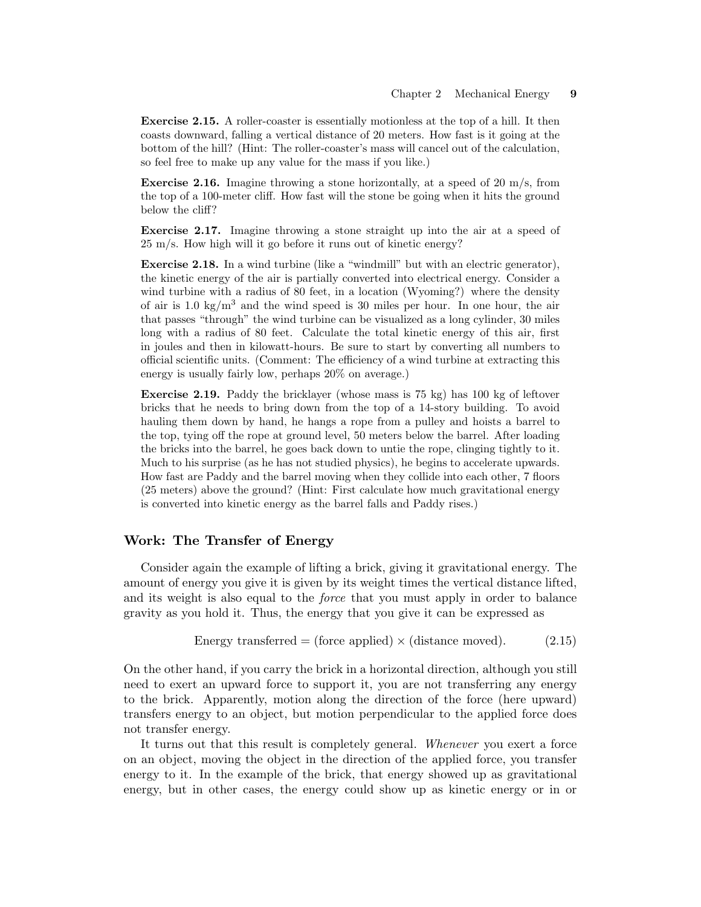**Exercise 2.15.** A roller-coaster is essentially motionless at the top of a hill. It then coasts downward, falling a vertical distance of 20 meters. How fast is it going at the bottom of the hill? (Hint: The roller-coaster's mass will cancel out of the calculation, so feel free to make up any value for the mass if you like.)

**Exercise 2.16.** Imagine throwing a stone horizontally, at a speed of 20 m/s, from the top of a 100-meter cliff. How fast will the stone be going when it hits the ground below the cliff?

**Exercise 2.17.** Imagine throwing a stone straight up into the air at a speed of 25 m/s. How high will it go before it runs out of kinetic energy?

**Exercise 2.18.** In a wind turbine (like a "windmill" but with an electric generator), the kinetic energy of the air is partially converted into electrical energy. Consider a wind turbine with a radius of 80 feet, in a location (Wyoming?) where the density of air is 1.0 kg/m$^3$ and the wind speed is 30 miles per hour. In one hour, the air that passes "through" the wind turbine can be visualized as a long cylinder, 30 miles long with a radius of 80 feet. Calculate the total kinetic energy of this air, first in joules and then in kilowatt-hours. Be sure to start by converting all numbers to official scientific units. (Comment: The efficiency of a wind turbine at extracting this energy is usually fairly low, perhaps 20% on average.)

**Exercise 2.19.** Paddy the bricklayer (whose mass is 75 kg) has 100 kg of leftover bricks that he needs to bring down from the top of a 14-story building. To avoid hauling them down by hand, he hangs a rope from a pulley and hoists a barrel to the top, tying off the rope at ground level, 50 meters below the barrel. After loading the bricks into the barrel, he goes back down to untie the rope, clinging tightly to it. Much to his surprise (as he has not studied physics), he begins to accelerate upwards. How fast are Paddy and the barrel moving when they collide into each other, 7 floors (25 meters) above the ground? (Hint: First calculate how much gravitational energy is converted into kinetic energy as the barrel falls and Paddy rises.)

### Work: The Transfer of Energy

Consider again the example of lifting a brick, giving it gravitational energy. The amount of energy you give it is given by its weight times the vertical distance lifted, and its weight is also equal to the *force* that you must apply in order to balance gravity as you hold it. Thus, the energy that you give it can be expressed as

$$\text{Energy transferred} = (\text{force applied}) \times (\text{distance moved}). \tag{2.15}$$

On the other hand, if you carry the brick in a horizontal direction, although you still need to exert an upward force to support it, you are not transferring any energy to the brick. Apparently, motion along the direction of the force (here upward) transfers energy to an object, but motion perpendicular to the applied force does not transfer energy.

It turns out that this result is completely general. *Whenever* you exert a force on an object, moving the object in the direction of the applied force, you transfer energy to it. In the example of the brick, that energy showed up as gravitational energy, but in other cases, the energy could show up as kinetic energy or in or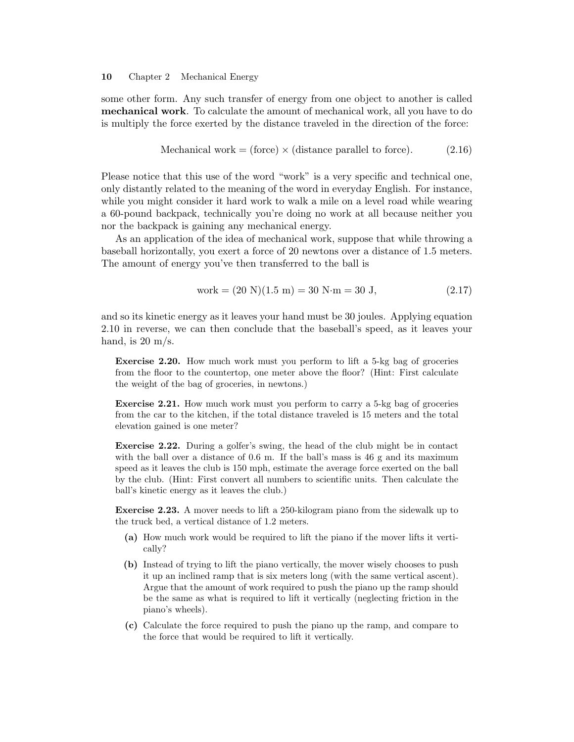some other form. Any such transfer of energy from one object to another is called **mechanical work**. To calculate the amount of mechanical work, all you have to do is multiply the force exerted by the distance traveled in the direction of the force:

$$\text{Mechanical work} = (\text{force}) \times (\text{distance parallel to force}). \qquad (2.16)$$

Please notice that this use of the word "work" is a very specific and technical one, only distantly related to the meaning of the word in everyday English. For instance, while you might consider it hard work to walk a mile on a level road while wearing a 60-pound backpack, technically you're doing no work at all because neither you nor the backpack is gaining any mechanical energy.

As an application of the idea of mechanical work, suppose that while throwing a baseball horizontally, you exert a force of 20 newtons over a distance of 1.5 meters. The amount of energy you've then transferred to the ball is

$$\text{work} = (20\ \text{N})(1.5\ \text{m}) = 30\ \text{N}\cdot\text{m} = 30\ \text{J}, \qquad (2.17)$$

and so its kinetic energy as it leaves your hand must be 30 joules. Applying equation 2.10 in reverse, we can then conclude that the baseball's speed, as it leaves your hand, is 20 m/s.

**Exercise 2.20.** How much work must you perform to lift a 5-kg bag of groceries from the floor to the countertop, one meter above the floor? (Hint: First calculate the weight of the bag of groceries, in newtons.)

**Exercise 2.21.** How much work must you perform to carry a 5-kg bag of groceries from the car to the kitchen, if the total distance traveled is 15 meters and the total elevation gained is one meter?

**Exercise 2.22.** During a golfer's swing, the head of the club might be in contact with the ball over a distance of 0.6 m. If the ball's mass is 46 g and its maximum speed as it leaves the club is 150 mph, estimate the average force exerted on the ball by the club. (Hint: First convert all numbers to scientific units. Then calculate the ball's kinetic energy as it leaves the club.)

**Exercise 2.23.** A mover needs to lift a 250-kilogram piano from the sidewalk up to the truck bed, a vertical distance of 1.2 meters.

- **(a)** How much work would be required to lift the piano if the mover lifts it vertically?
- **(b)** Instead of trying to lift the piano vertically, the mover wisely chooses to push it up an inclined ramp that is six meters long (with the same vertical ascent). Argue that the amount of work required to push the piano up the ramp should be the same as what is required to lift it vertically (neglecting friction in the piano's wheels).
- **(c)** Calculate the force required to push the piano up the ramp, and compare to the force that would be required to lift it vertically.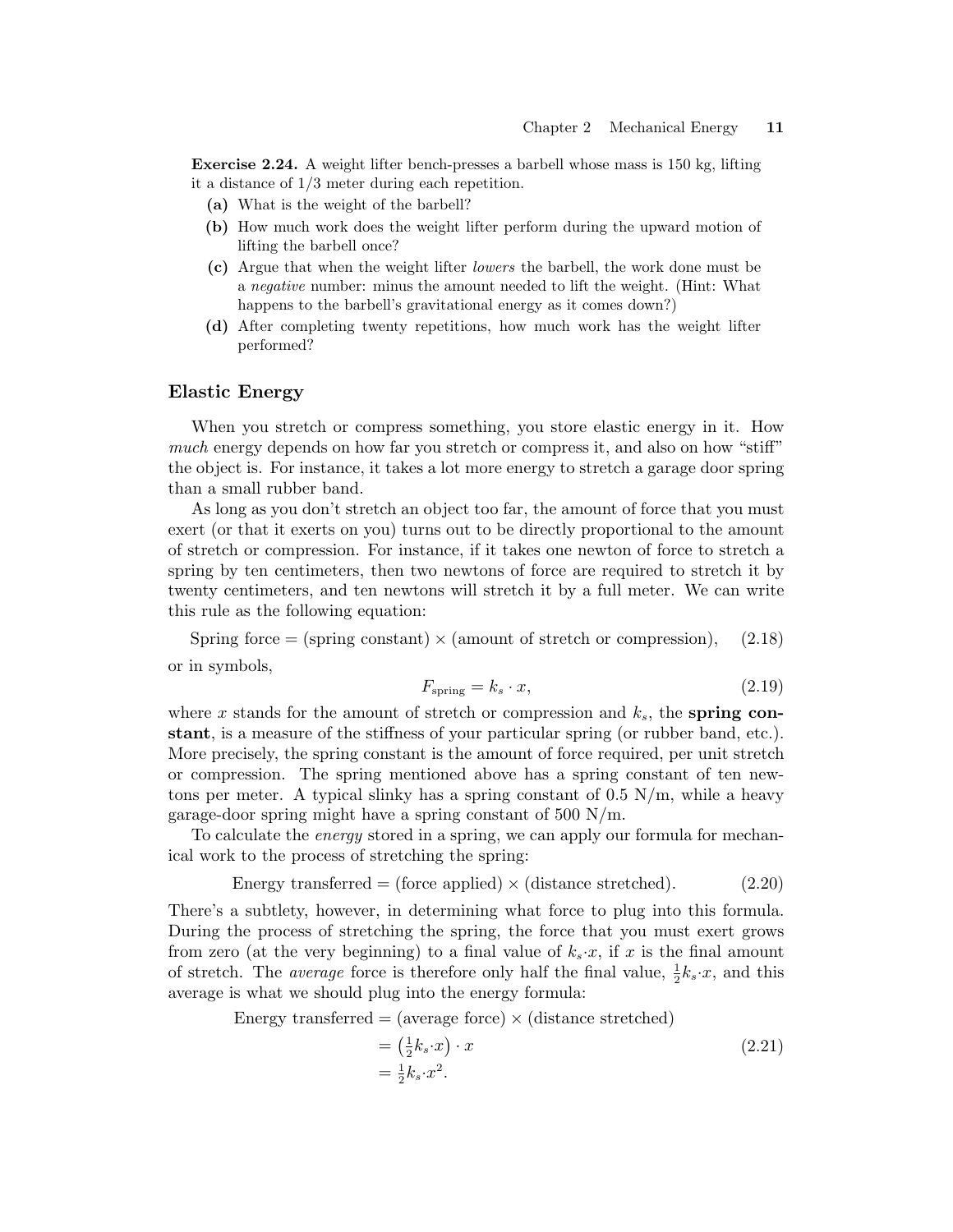**Exercise 2.24.** A weight lifter bench-presses a barbell whose mass is 150 kg, lifting it a distance of 1/3 meter during each repetition.

**(a)** What is the weight of the barbell?

**(b)** How much work does the weight lifter perform during the upward motion of lifting the barbell once?

**(c)** Argue that when the weight lifter *lowers* the barbell, the work done must be a *negative* number: minus the amount needed to lift the weight. (Hint: What happens to the barbell's gravitational energy as it comes down?)

**(d)** After completing twenty repetitions, how much work has the weight lifter performed?

## Elastic Energy

When you stretch or compress something, you store elastic energy in it. How *much* energy depends on how far you stretch or compress it, and also on how "stiff" the object is. For instance, it takes a lot more energy to stretch a garage door spring than a small rubber band.

As long as you don't stretch an object too far, the amount of force that you must exert (or that it exerts on you) turns out to be directly proportional to the amount of stretch or compression. For instance, if it takes one newton of force to stretch a spring by ten centimeters, then two newtons of force are required to stretch it by twenty centimeters, and ten newtons will stretch it by a full meter. We can write this rule as the following equation:

$$\text{Spring force} = (\text{spring constant}) \times (\text{amount of stretch or compression}), \qquad (2.18)$$

or in symbols,

$$F_{\text{spring}} = k_s \cdot x, \qquad (2.19)$$

where $x$ stands for the amount of stretch or compression and $k_s$, the **spring constant**, is a measure of the stiffness of your particular spring (or rubber band, etc.). More precisely, the spring constant is the amount of force required, per unit stretch or compression. The spring mentioned above has a spring constant of ten newtons per meter. A typical slinky has a spring constant of 0.5 N/m, while a heavy garage-door spring might have a spring constant of 500 N/m.

To calculate the *energy* stored in a spring, we can apply our formula for mechanical work to the process of stretching the spring:

$$\text{Energy transferred} = (\text{force applied}) \times (\text{distance stretched}). \qquad (2.20)$$

There's a subtlety, however, in determining what force to plug into this formula. During the process of stretching the spring, the force that you must exert grows from zero (at the very beginning) to a final value of $k_s{\cdot}x$, if $x$ is the final amount of stretch. The *average* force is therefore only half the final value, $\frac{1}{2}k_s{\cdot}x$, and this average is what we should plug into the energy formula:

$$\begin{aligned}\text{Energy transferred} &= (\text{average force}) \times (\text{distance stretched}) \\ &= \left(\tfrac{1}{2}k_s{\cdot}x\right) \cdot x \\ &= \tfrac{1}{2}k_s{\cdot}x^2.\end{aligned} \qquad (2.21)$$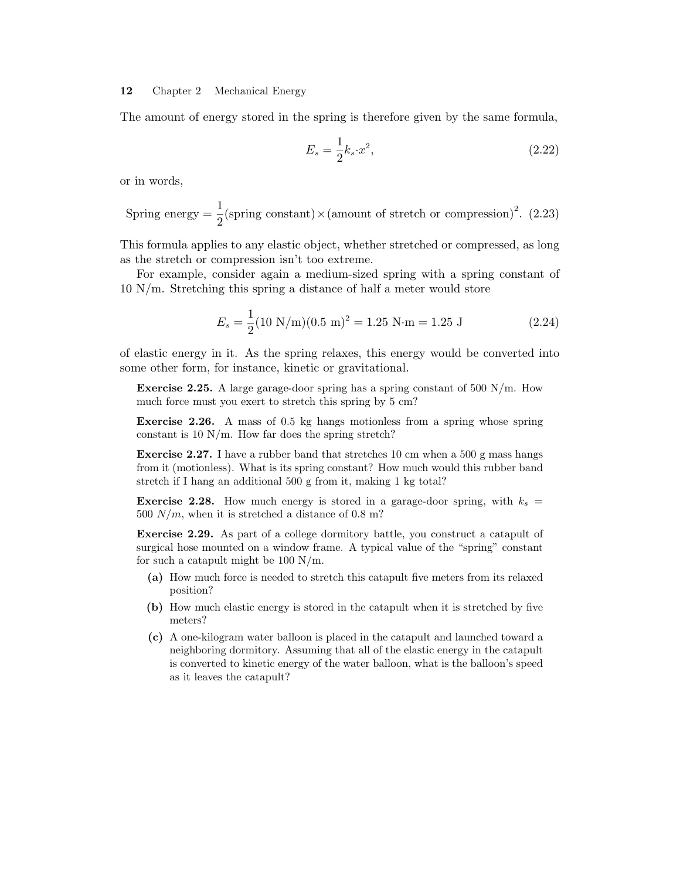The amount of energy stored in the spring is therefore given by the same formula,

$$E_s = \frac{1}{2} k_s \cdot x^2, \tag{2.22}$$

or in words,

$$\text{Spring energy} = \frac{1}{2}(\text{spring constant}) \times (\text{amount of stretch or compression})^2. \tag{2.23}$$

This formula applies to any elastic object, whether stretched or compressed, as long as the stretch or compression isn't too extreme.

For example, consider again a medium-sized spring with a spring constant of 10 N/m. Stretching this spring a distance of half a meter would store

$$E_s = \frac{1}{2}(10 \text{ N/m})(0.5 \text{ m})^2 = 1.25 \text{ N·m} = 1.25 \text{ J} \tag{2.24}$$

of elastic energy in it. As the spring relaxes, this energy would be converted into some other form, for instance, kinetic or gravitational.

> **Exercise 2.25.** A large garage-door spring has a spring constant of 500 N/m. How much force must you exert to stretch this spring by 5 cm?

> **Exercise 2.26.** A mass of 0.5 kg hangs motionless from a spring whose spring constant is 10 N/m. How far does the spring stretch?

> **Exercise 2.27.** I have a rubber band that stretches 10 cm when a 500 g mass hangs from it (motionless). What is its spring constant? How much would this rubber band stretch if I hang an additional 500 g from it, making 1 kg total?

> **Exercise 2.28.** How much energy is stored in a garage-door spring, with $k_s = 500\ N/m$, when it is stretched a distance of 0.8 m?

> **Exercise 2.29.** As part of a college dormitory battle, you construct a catapult of surgical hose mounted on a window frame. A typical value of the "spring" constant for such a catapult might be 100 N/m.
>
> - **(a)** How much force is needed to stretch this catapult five meters from its relaxed position?
> - **(b)** How much elastic energy is stored in the catapult when it is stretched by five meters?
> - **(c)** A one-kilogram water balloon is placed in the catapult and launched toward a neighboring dormitory. Assuming that all of the elastic energy in the catapult is converted to kinetic energy of the water balloon, what is the balloon's speed as it leaves the catapult?